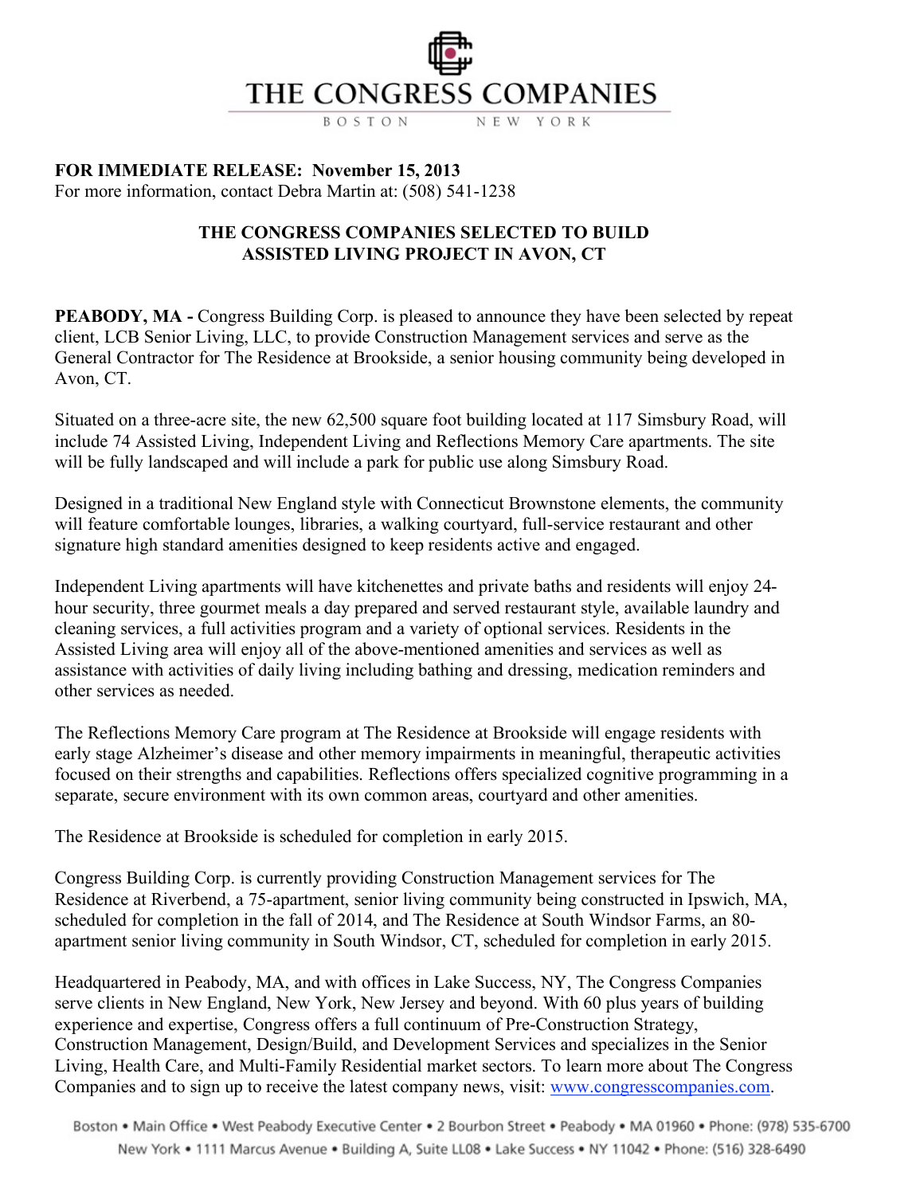# THE CONGRESS COMPANIES

BOSTON NEW YORK

**FOR IMMEDIATE RELEASE: November 15, 2013**
For more information, contact Debra Martin at: (508) 541-1238

## THE CONGRESS COMPANIES SELECTED TO BUILD ASSISTED LIVING PROJECT IN AVON, CT

**PEABODY, MA -** Congress Building Corp. is pleased to announce they have been selected by repeat client, LCB Senior Living, LLC, to provide Construction Management services and serve as the General Contractor for The Residence at Brookside, a senior housing community being developed in Avon, CT.

Situated on a three-acre site, the new 62,500 square foot building located at 117 Simsbury Road, will include 74 Assisted Living, Independent Living and Reflections Memory Care apartments. The site will be fully landscaped and will include a park for public use along Simsbury Road.

Designed in a traditional New England style with Connecticut Brownstone elements, the community will feature comfortable lounges, libraries, a walking courtyard, full-service restaurant and other signature high standard amenities designed to keep residents active and engaged.

Independent Living apartments will have kitchenettes and private baths and residents will enjoy 24-hour security, three gourmet meals a day prepared and served restaurant style, available laundry and cleaning services, a full activities program and a variety of optional services. Residents in the Assisted Living area will enjoy all of the above-mentioned amenities and services as well as assistance with activities of daily living including bathing and dressing, medication reminders and other services as needed.

The Reflections Memory Care program at The Residence at Brookside will engage residents with early stage Alzheimer's disease and other memory impairments in meaningful, therapeutic activities focused on their strengths and capabilities. Reflections offers specialized cognitive programming in a separate, secure environment with its own common areas, courtyard and other amenities.

The Residence at Brookside is scheduled for completion in early 2015.

Congress Building Corp. is currently providing Construction Management services for The Residence at Riverbend, a 75-apartment, senior living community being constructed in Ipswich, MA, scheduled for completion in the fall of 2014, and The Residence at South Windsor Farms, an 80-apartment senior living community in South Windsor, CT, scheduled for completion in early 2015.

Headquartered in Peabody, MA, and with offices in Lake Success, NY, The Congress Companies serve clients in New England, New York, New Jersey and beyond. With 60 plus years of building experience and expertise, Congress offers a full continuum of Pre-Construction Strategy, Construction Management, Design/Build, and Development Services and specializes in the Senior Living, Health Care, and Multi-Family Residential market sectors. To learn more about The Congress Companies and to sign up to receive the latest company news, visit: www.congresscompanies.com.

Boston • Main Office • West Peabody Executive Center • 2 Bourbon Street • Peabody • MA 01960 • Phone: (978) 535-6700
New York • 1111 Marcus Avenue • Building A, Suite LL08 • Lake Success • NY 11042 • Phone: (516) 328-6490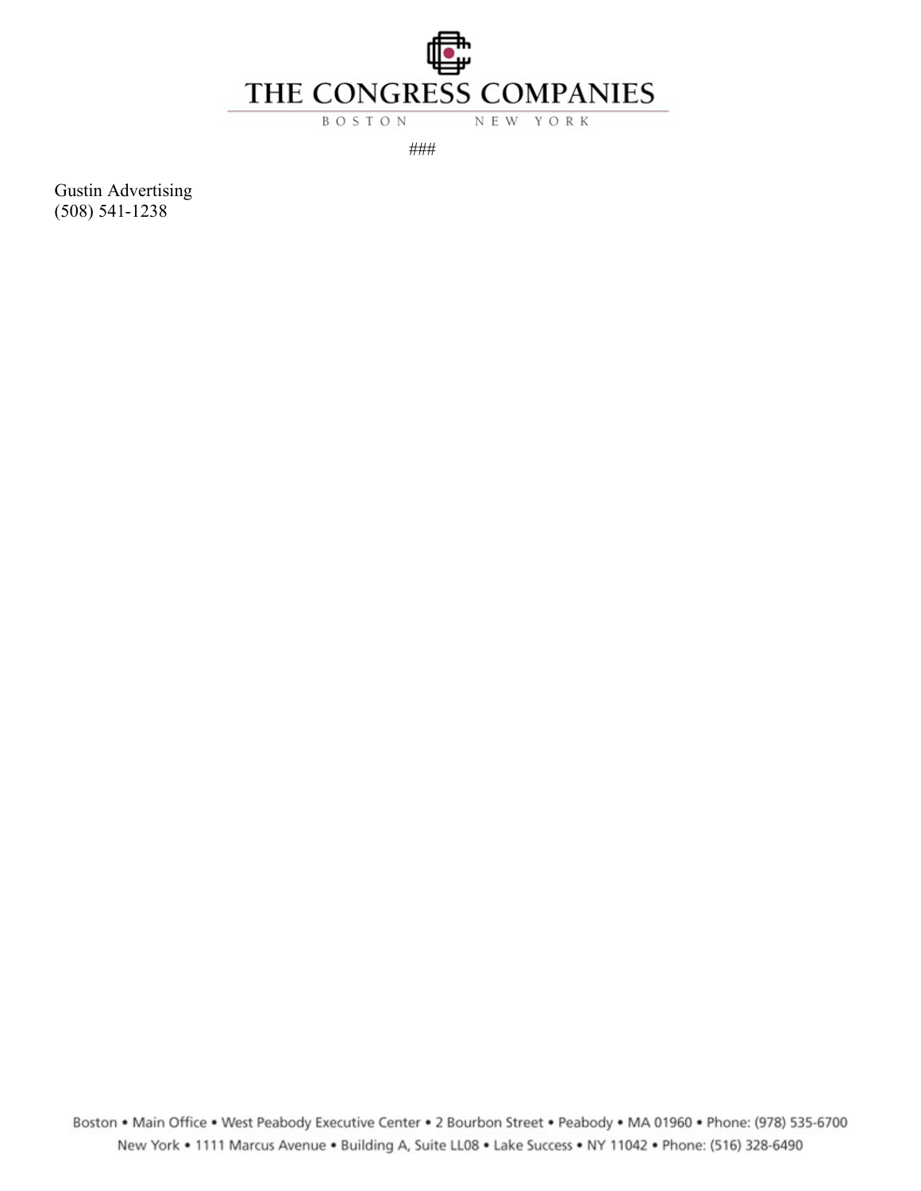###

Gustin Advertising
(508) 541-1238